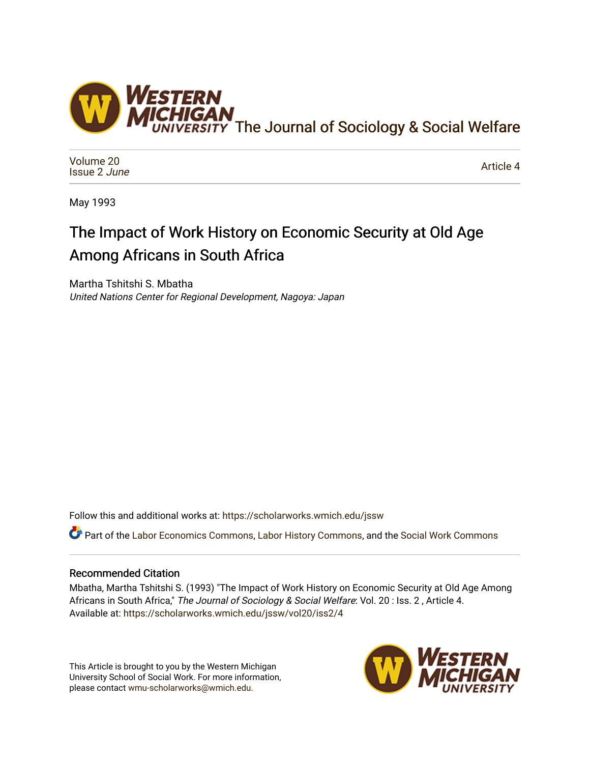The Journal of Sociology & Social Welfare

Volume 20
Issue 2 *June*

Article 4

May 1993

# The Impact of Work History on Economic Security at Old Age Among Africans in South Africa

Martha Tshitshi S. Mbatha
*United Nations Center for Regional Development, Nagoya: Japan*

Follow this and additional works at: https://scholarworks.wmich.edu/jssw

Part of the Labor Economics Commons, Labor History Commons, and the Social Work Commons

## Recommended Citation

Mbatha, Martha Tshitshi S. (1993) "The Impact of Work History on Economic Security at Old Age Among Africans in South Africa," *The Journal of Sociology & Social Welfare*: Vol. 20 : Iss. 2 , Article 4.
Available at: https://scholarworks.wmich.edu/jssw/vol20/iss2/4

This Article is brought to you by the Western Michigan University School of Social Work. For more information, please contact wmu-scholarworks@wmich.edu.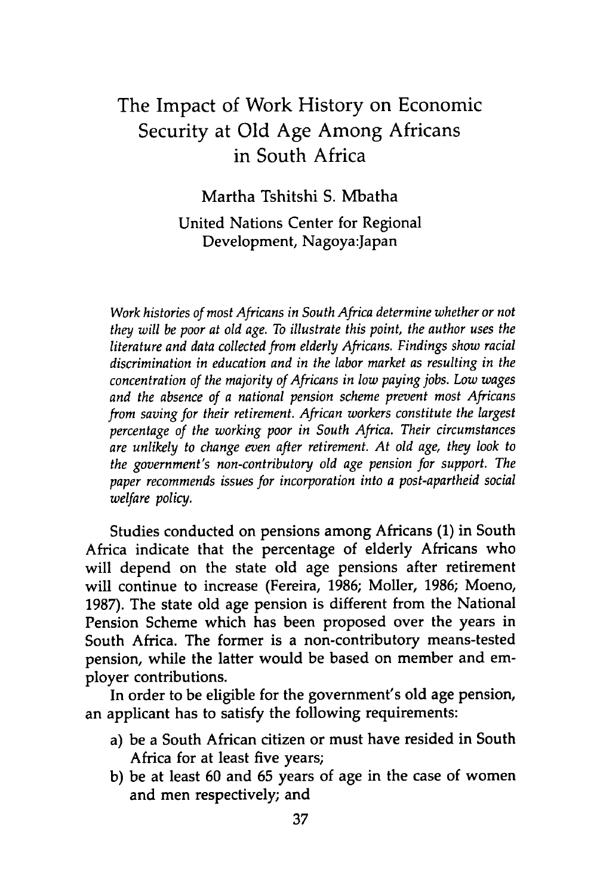# The Impact of Work History on Economic Security at Old Age Among Africans in South Africa

Martha Tshitshi S. Mbatha

United Nations Center for Regional Development, Nagoya:Japan

*Work histories of most Africans in South Africa determine whether or not they will be poor at old age. To illustrate this point, the author uses the literature and data collected from elderly Africans. Findings show racial discrimination in education and in the labor market as resulting in the concentration of the majority of Africans in low paying jobs. Low wages and the absence of a national pension scheme prevent most Africans from saving for their retirement. African workers constitute the largest percentage of the working poor in South Africa. Their circumstances are unlikely to change even after retirement. At old age, they look to the government's non-contributory old age pension for support. The paper recommends issues for incorporation into a post-apartheid social welfare policy.*

Studies conducted on pensions among Africans (1) in South Africa indicate that the percentage of elderly Africans who will depend on the state old age pensions after retirement will continue to increase (Fereira, 1986; Moller, 1986; Moeno, 1987). The state old age pension is different from the National Pension Scheme which has been proposed over the years in South Africa. The former is a non-contributory means-tested pension, while the latter would be based on member and employer contributions.

In order to be eligible for the government's old age pension, an applicant has to satisfy the following requirements:

a) be a South African citizen or must have resided in South Africa for at least five years;
b) be at least 60 and 65 years of age in the case of women and men respectively; and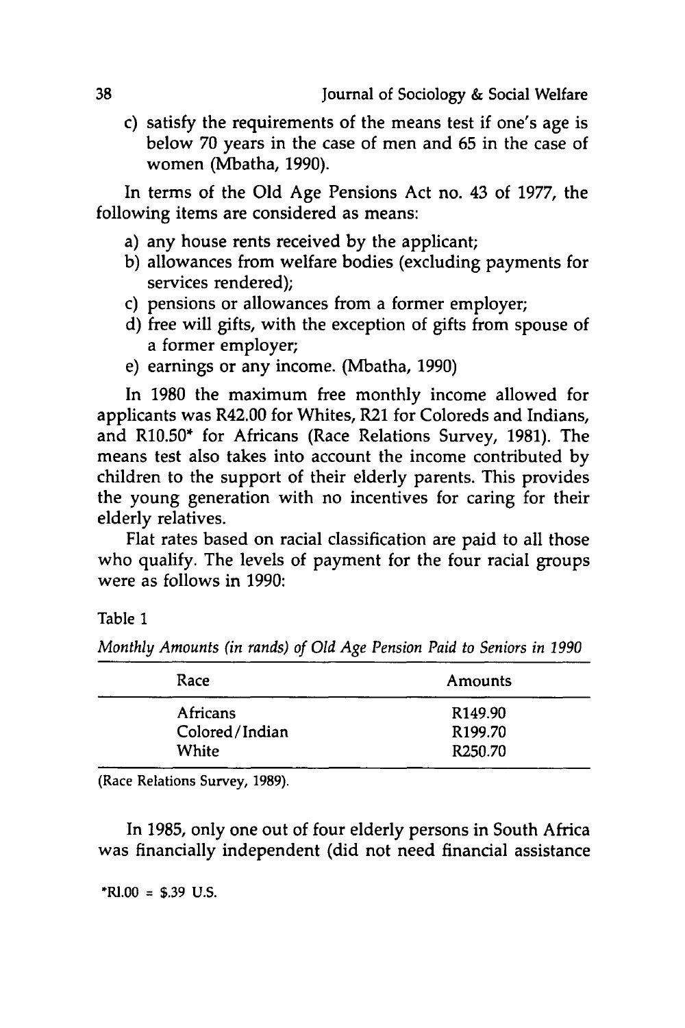c) satisfy the requirements of the means test if one's age is below 70 years in the case of men and 65 in the case of women (Mbatha, 1990).

In terms of the Old Age Pensions Act no. 43 of 1977, the following items are considered as means:

a) any house rents received by the applicant;
b) allowances from welfare bodies (excluding payments for services rendered);
c) pensions or allowances from a former employer;
d) free will gifts, with the exception of gifts from spouse of a former employer;
e) earnings or any income. (Mbatha, 1990)

In 1980 the maximum free monthly income allowed for applicants was R42.00 for Whites, R21 for Coloreds and Indians, and R10.50* for Africans (Race Relations Survey, 1981). The means test also takes into account the income contributed by children to the support of their elderly parents. This provides the young generation with no incentives for caring for their elderly relatives.

Flat rates based on racial classification are paid to all those who qualify. The levels of payment for the four racial groups were as follows in 1990:

Table 1

*Monthly Amounts (in rands) of Old Age Pension Paid to Seniors in 1990*

| Race | Amounts |
|---|---|
| Africans | R149.90 |
| Colored/Indian | R199.70 |
| White | R250.70 |

(Race Relations Survey, 1989).

In 1985, only one out of four elderly persons in South Africa was financially independent (did not need financial assistance

*R1.00 = $.39 U.S.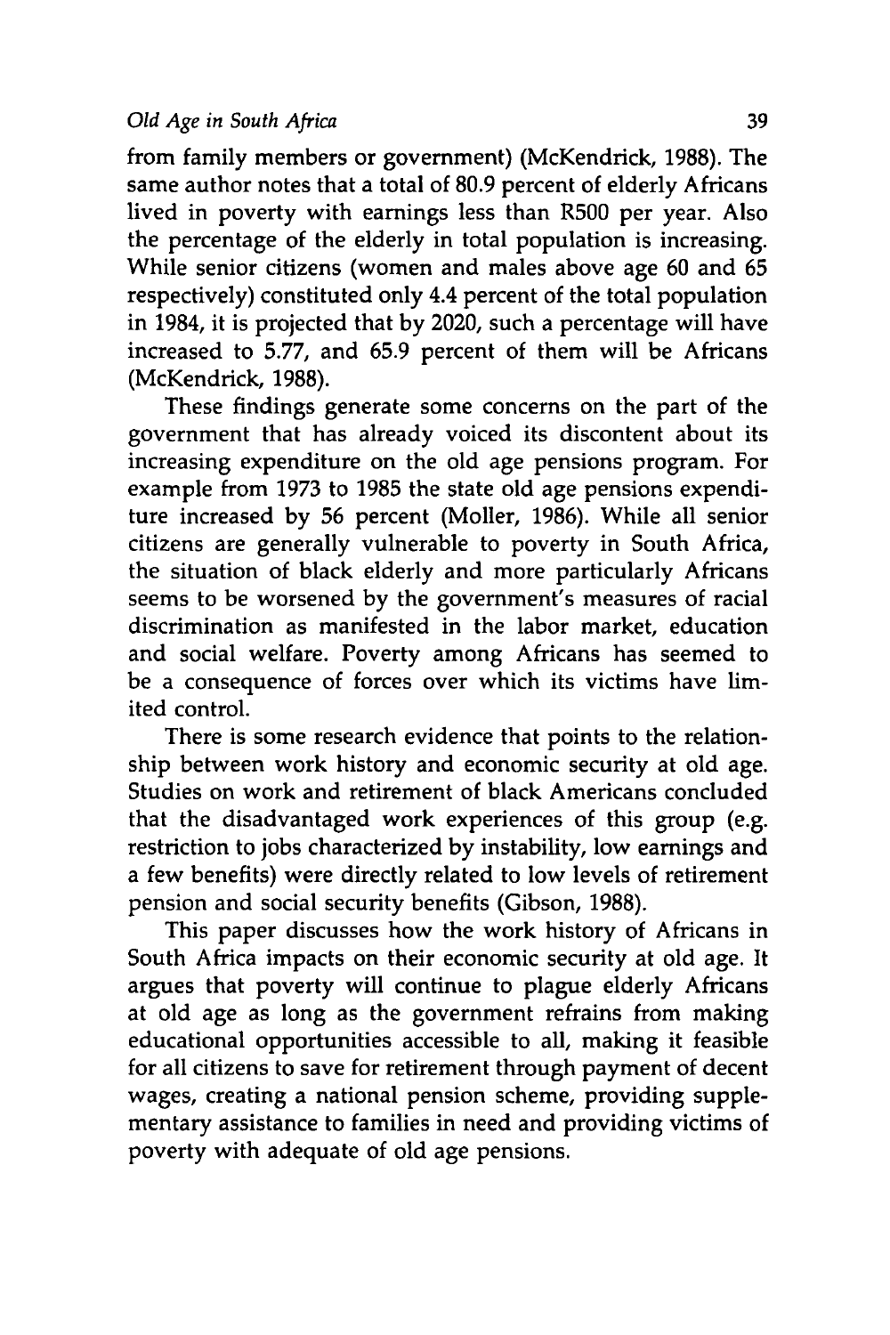from family members or government) (McKendrick, 1988). The same author notes that a total of 80.9 percent of elderly Africans lived in poverty with earnings less than R500 per year. Also the percentage of the elderly in total population is increasing. While senior citizens (women and males above age 60 and 65 respectively) constituted only 4.4 percent of the total population in 1984, it is projected that by 2020, such a percentage will have increased to 5.77, and 65.9 percent of them will be Africans (McKendrick, 1988).

These findings generate some concerns on the part of the government that has already voiced its discontent about its increasing expenditure on the old age pensions program. For example from 1973 to 1985 the state old age pensions expenditure increased by 56 percent (Moller, 1986). While all senior citizens are generally vulnerable to poverty in South Africa, the situation of black elderly and more particularly Africans seems to be worsened by the government's measures of racial discrimination as manifested in the labor market, education and social welfare. Poverty among Africans has seemed to be a consequence of forces over which its victims have limited control.

There is some research evidence that points to the relationship between work history and economic security at old age. Studies on work and retirement of black Americans concluded that the disadvantaged work experiences of this group (e.g. restriction to jobs characterized by instability, low earnings and a few benefits) were directly related to low levels of retirement pension and social security benefits (Gibson, 1988).

This paper discusses how the work history of Africans in South Africa impacts on their economic security at old age. It argues that poverty will continue to plague elderly Africans at old age as long as the government refrains from making educational opportunities accessible to all, making it feasible for all citizens to save for retirement through payment of decent wages, creating a national pension scheme, providing supplementary assistance to families in need and providing victims of poverty with adequate of old age pensions.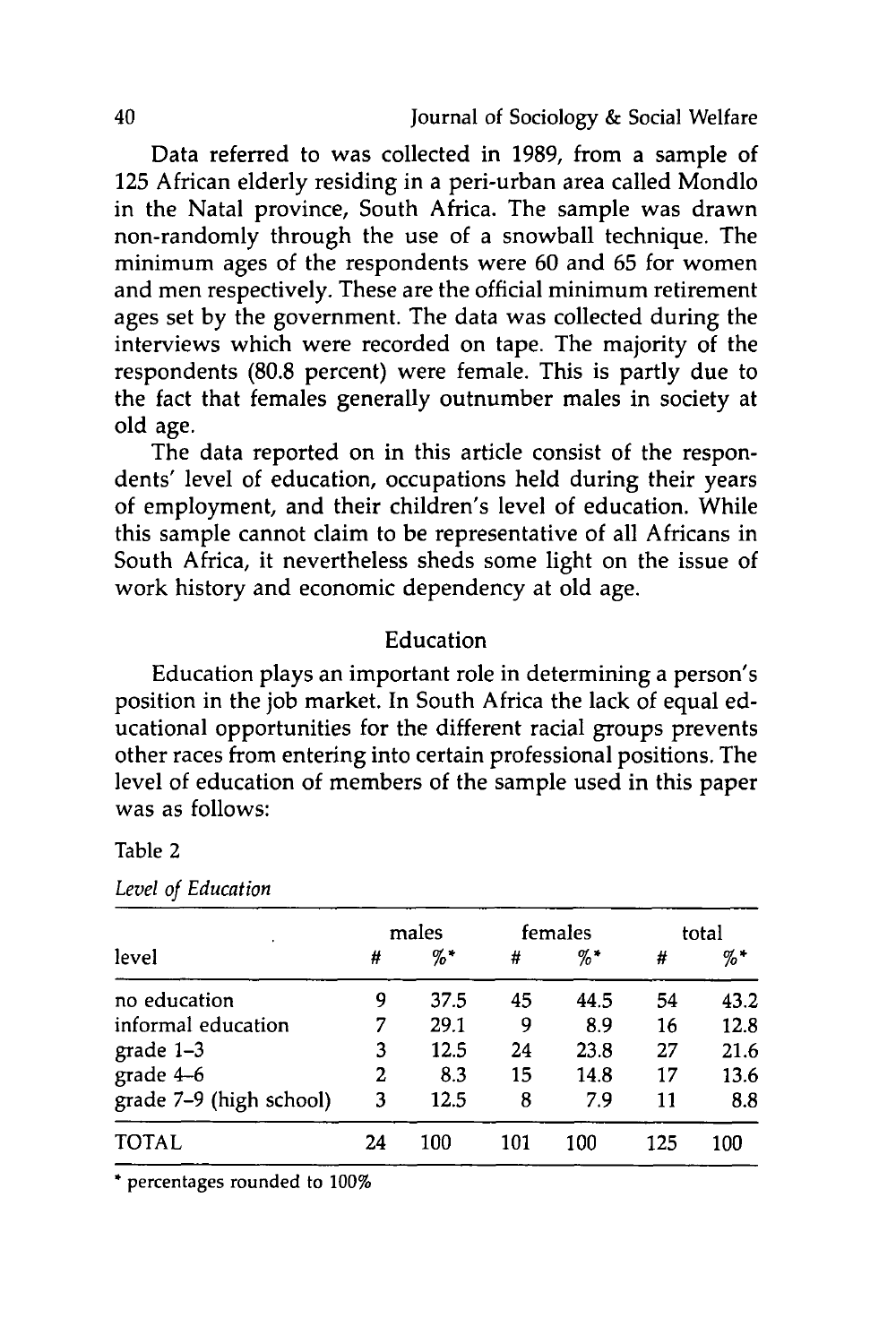Data referred to was collected in 1989, from a sample of 125 African elderly residing in a peri-urban area called Mondlo in the Natal province, South Africa. The sample was drawn non-randomly through the use of a snowball technique. The minimum ages of the respondents were 60 and 65 for women and men respectively. These are the official minimum retirement ages set by the government. The data was collected during the interviews which were recorded on tape. The majority of the respondents (80.8 percent) were female. This is partly due to the fact that females generally outnumber males in society at old age.

The data reported on in this article consist of the respondents' level of education, occupations held during their years of employment, and their children's level of education. While this sample cannot claim to be representative of all Africans in South Africa, it nevertheless sheds some light on the issue of work history and economic dependency at old age.

## Education

Education plays an important role in determining a person's position in the job market. In South Africa the lack of equal educational opportunities for the different racial groups prevents other races from entering into certain professional positions. The level of education of members of the sample used in this paper was as follows:

Table 2

*Level of Education*

| | males | | females | | total | |
|---|---|---|---|---|---|---|
| level | # | %* | # | %* | # | %* |
| no education | 9 | 37.5 | 45 | 44.5 | 54 | 43.2 |
| informal education | 7 | 29.1 | 9 | 8.9 | 16 | 12.8 |
| grade 1–3 | 3 | 12.5 | 24 | 23.8 | 27 | 21.6 |
| grade 4–6 | 2 | 8.3 | 15 | 14.8 | 17 | 13.6 |
| grade 7–9 (high school) | 3 | 12.5 | 8 | 7.9 | 11 | 8.8 |
| TOTAL | 24 | 100 | 101 | 100 | 125 | 100 |

* percentages rounded to 100%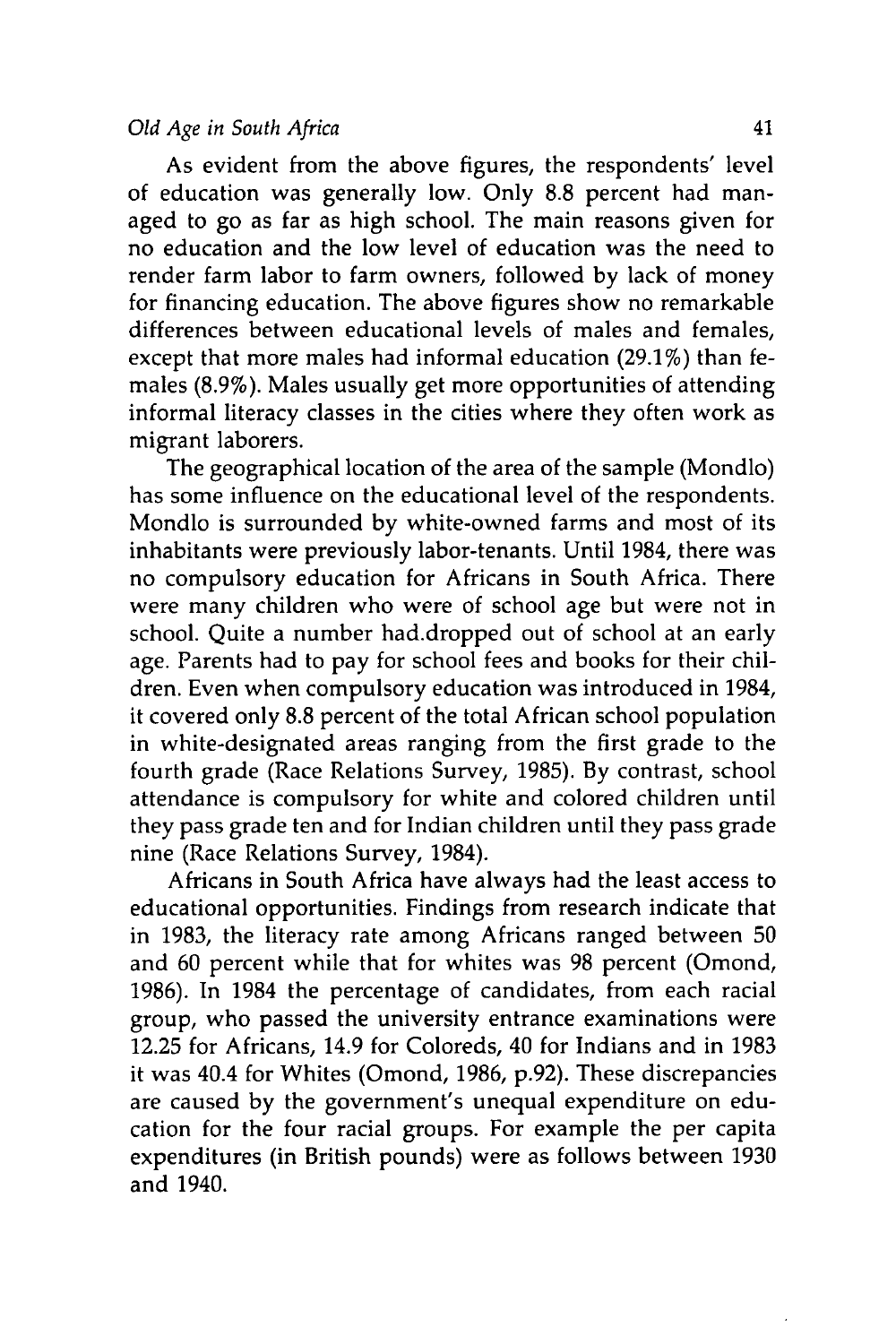As evident from the above figures, the respondents' level of education was generally low. Only 8.8 percent had managed to go as far as high school. The main reasons given for no education and the low level of education was the need to render farm labor to farm owners, followed by lack of money for financing education. The above figures show no remarkable differences between educational levels of males and females, except that more males had informal education (29.1%) than females (8.9%). Males usually get more opportunities of attending informal literacy classes in the cities where they often work as migrant laborers.

The geographical location of the area of the sample (Mondlo) has some influence on the educational level of the respondents. Mondlo is surrounded by white-owned farms and most of its inhabitants were previously labor-tenants. Until 1984, there was no compulsory education for Africans in South Africa. There were many children who were of school age but were not in school. Quite a number had.dropped out of school at an early age. Parents had to pay for school fees and books for their children. Even when compulsory education was introduced in 1984, it covered only 8.8 percent of the total African school population in white-designated areas ranging from the first grade to the fourth grade (Race Relations Survey, 1985). By contrast, school attendance is compulsory for white and colored children until they pass grade ten and for Indian children until they pass grade nine (Race Relations Survey, 1984).

Africans in South Africa have always had the least access to educational opportunities. Findings from research indicate that in 1983, the literacy rate among Africans ranged between 50 and 60 percent while that for whites was 98 percent (Omond, 1986). In 1984 the percentage of candidates, from each racial group, who passed the university entrance examinations were 12.25 for Africans, 14.9 for Coloreds, 40 for Indians and in 1983 it was 40.4 for Whites (Omond, 1986, p.92). These discrepancies are caused by the government's unequal expenditure on education for the four racial groups. For example the per capita expenditures (in British pounds) were as follows between 1930 and 1940.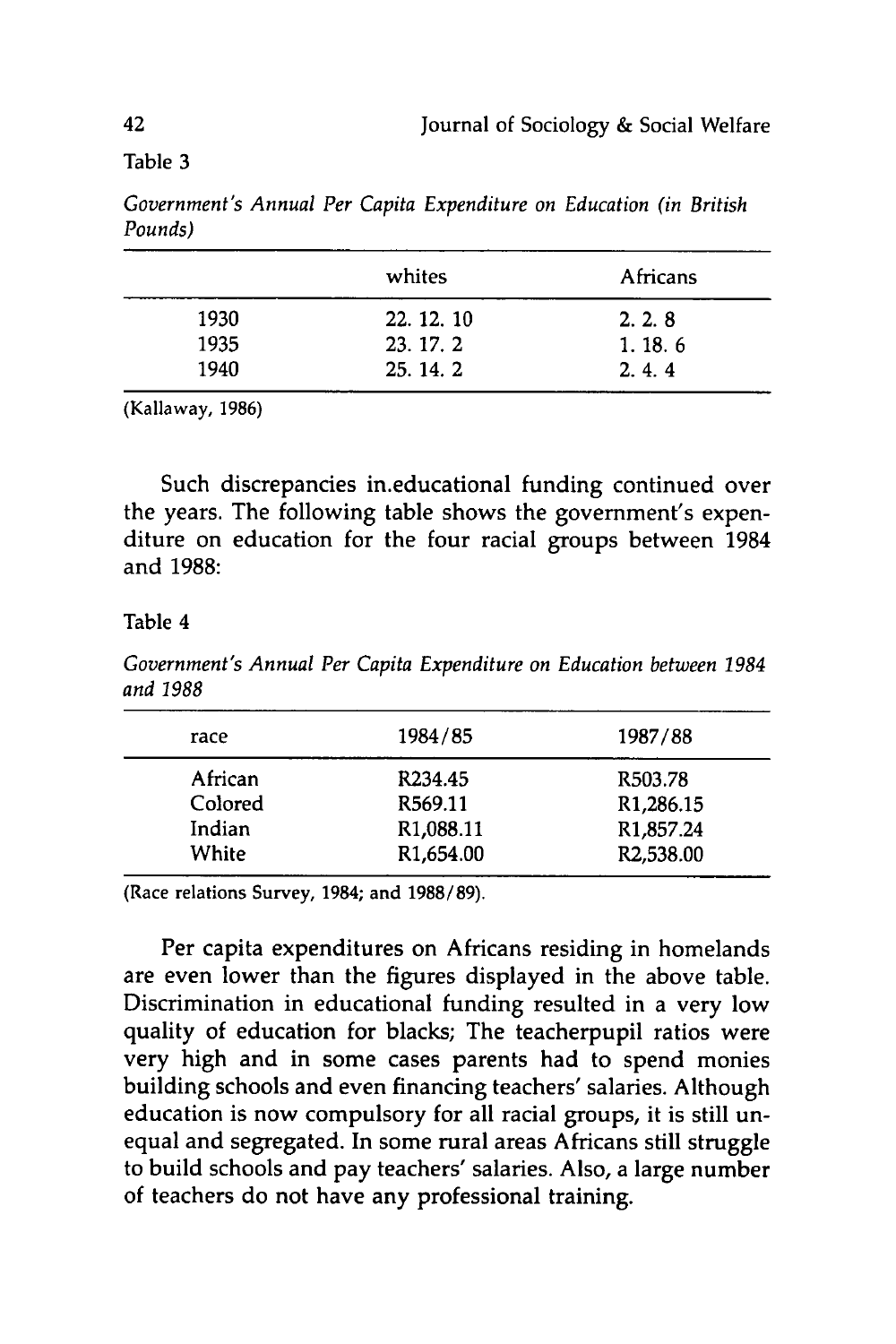Table 3

*Government's Annual Per Capita Expenditure on Education (in British Pounds)*

| | whites | Africans |
|---|---|---|
| 1930 | 22. 12. 10 | 2. 2. 8 |
| 1935 | 23. 17. 2 | 1. 18. 6 |
| 1940 | 25. 14. 2 | 2. 4. 4 |

(Kallaway, 1986)

Such discrepancies in.educational funding continued over the years. The following table shows the government's expenditure on education for the four racial groups between 1984 and 1988:

Table 4

*Government's Annual Per Capita Expenditure on Education between 1984 and 1988*

| race | 1984/85 | 1987/88 |
|---|---|---|
| African | R234.45 | R503.78 |
| Colored | R569.11 | R1,286.15 |
| Indian | R1,088.11 | R1,857.24 |
| White | R1,654.00 | R2,538.00 |

(Race relations Survey, 1984; and 1988/89).

Per capita expenditures on Africans residing in homelands are even lower than the figures displayed in the above table. Discrimination in educational funding resulted in a very low quality of education for blacks; The teacherpupil ratios were very high and in some cases parents had to spend monies building schools and even financing teachers' salaries. Although education is now compulsory for all racial groups, it is still unequal and segregated. In some rural areas Africans still struggle to build schools and pay teachers' salaries. Also, a large number of teachers do not have any professional training.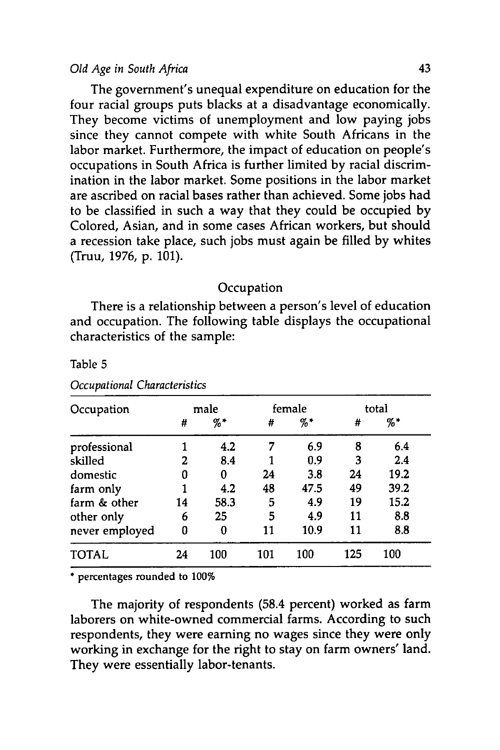The government's unequal expenditure on education for the four racial groups puts blacks at a disadvantage economically. They become victims of unemployment and low paying jobs since they cannot compete with white South Africans in the labor market. Furthermore, the impact of education on people's occupations in South Africa is further limited by racial discrimination in the labor market. Some positions in the labor market are ascribed on racial bases rather than achieved. Some jobs had to be classified in such a way that they could be occupied by Colored, Asian, and in some cases African workers, but should a recession take place, such jobs must again be filled by whites (Truu, 1976, p. 101).

## Occupation

There is a relationship between a person's level of education and occupation. The following table displays the occupational characteristics of the sample:

Table 5

*Occupational Characteristics*

| Occupation | male | | female | | total | |
|---|---|---|---|---|---|---|
| | # | %* | # | %* | # | %* |
| professional | 1 | 4.2 | 7 | 6.9 | 8 | 6.4 |
| skilled | 2 | 8.4 | 1 | 0.9 | 3 | 2.4 |
| domestic | 0 | 0 | 24 | 3.8 | 24 | 19.2 |
| farm only | 1 | 4.2 | 48 | 47.5 | 49 | 39.2 |
| farm & other | 14 | 58.3 | 5 | 4.9 | 19 | 15.2 |
| other only | 6 | 25 | 5 | 4.9 | 11 | 8.8 |
| never employed | 0 | 0 | 11 | 10.9 | 11 | 8.8 |
| TOTAL | 24 | 100 | 101 | 100 | 125 | 100 |

* percentages rounded to 100%

The majority of respondents (58.4 percent) worked as farm laborers on white-owned commercial farms. According to such respondents, they were earning no wages since they were only working in exchange for the right to stay on farm owners' land. They were essentially labor-tenants.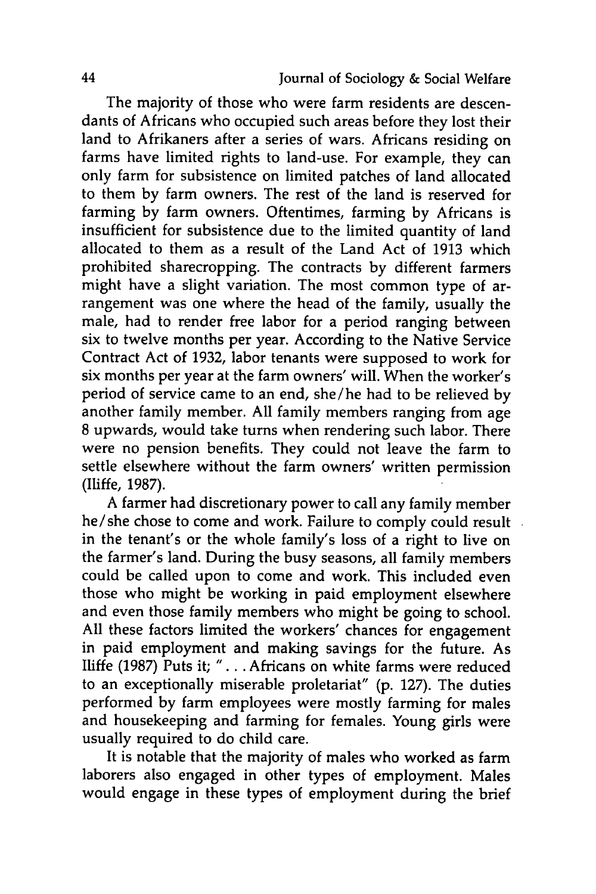The majority of those who were farm residents are descendants of Africans who occupied such areas before they lost their land to Afrikaners after a series of wars. Africans residing on farms have limited rights to land-use. For example, they can only farm for subsistence on limited patches of land allocated to them by farm owners. The rest of the land is reserved for farming by farm owners. Oftentimes, farming by Africans is insufficient for subsistence due to the limited quantity of land allocated to them as a result of the Land Act of 1913 which prohibited sharecropping. The contracts by different farmers might have a slight variation. The most common type of arrangement was one where the head of the family, usually the male, had to render free labor for a period ranging between six to twelve months per year. According to the Native Service Contract Act of 1932, labor tenants were supposed to work for six months per year at the farm owners' will. When the worker's period of service came to an end, she/he had to be relieved by another family member. All family members ranging from age 8 upwards, would take turns when rendering such labor. There were no pension benefits. They could not leave the farm to settle elsewhere without the farm owners' written permission (Iliffe, 1987).

A farmer had discretionary power to call any family member he/she chose to come and work. Failure to comply could result in the tenant's or the whole family's loss of a right to live on the farmer's land. During the busy seasons, all family members could be called upon to come and work. This included even those who might be working in paid employment elsewhere and even those family members who might be going to school. All these factors limited the workers' chances for engagement in paid employment and making savings for the future. As Iliffe (1987) Puts it; ". . . Africans on white farms were reduced to an exceptionally miserable proletariat" (p. 127). The duties performed by farm employees were mostly farming for males and housekeeping and farming for females. Young girls were usually required to do child care.

It is notable that the majority of males who worked as farm laborers also engaged in other types of employment. Males would engage in these types of employment during the brief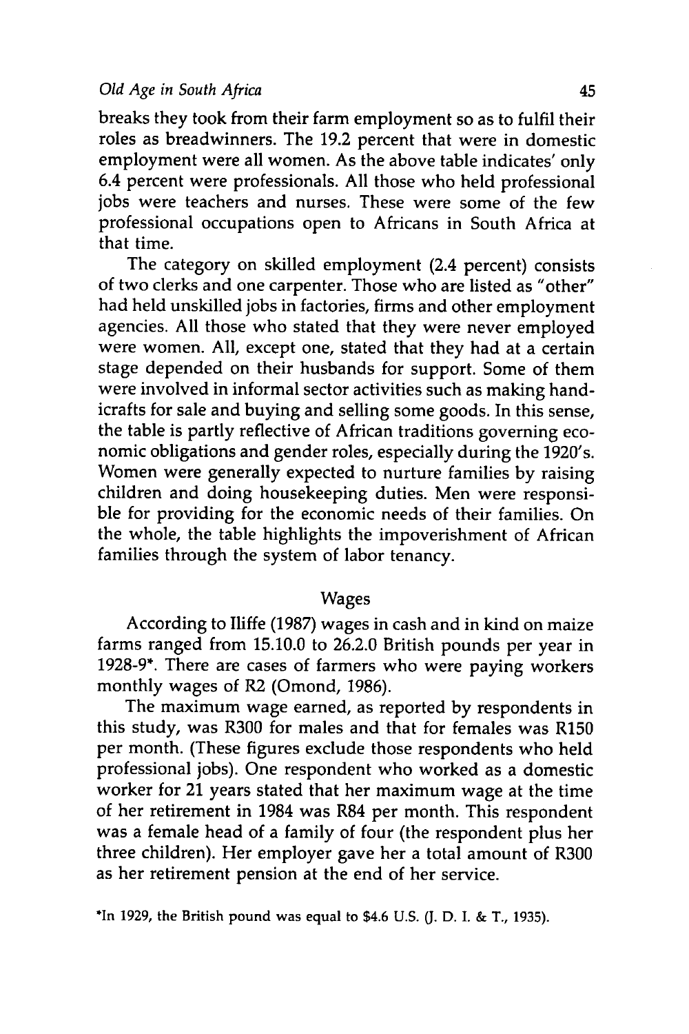breaks they took from their farm employment so as to fulfil their roles as breadwinners. The 19.2 percent that were in domestic employment were all women. As the above table indicates' only 6.4 percent were professionals. All those who held professional jobs were teachers and nurses. These were some of the few professional occupations open to Africans in South Africa at that time.

The category on skilled employment (2.4 percent) consists of two clerks and one carpenter. Those who are listed as "other" had held unskilled jobs in factories, firms and other employment agencies. All those who stated that they were never employed were women. All, except one, stated that they had at a certain stage depended on their husbands for support. Some of them were involved in informal sector activities such as making handicrafts for sale and buying and selling some goods. In this sense, the table is partly reflective of African traditions governing economic obligations and gender roles, especially during the 1920's. Women were generally expected to nurture families by raising children and doing housekeeping duties. Men were responsible for providing for the economic needs of their families. On the whole, the table highlights the impoverishment of African families through the system of labor tenancy.

## Wages

According to Iliffe (1987) wages in cash and in kind on maize farms ranged from 15.10.0 to 26.2.0 British pounds per year in 1928-9*. There are cases of farmers who were paying workers monthly wages of R2 (Omond, 1986).

The maximum wage earned, as reported by respondents in this study, was R300 for males and that for females was R150 per month. (These figures exclude those respondents who held professional jobs). One respondent who worked as a domestic worker for 21 years stated that her maximum wage at the time of her retirement in 1984 was R84 per month. This respondent was a female head of a family of four (the respondent plus her three children). Her employer gave her a total amount of R300 as her retirement pension at the end of her service.

*In 1929, the British pound was equal to $4.6 U.S. (J. D. I. & T., 1935).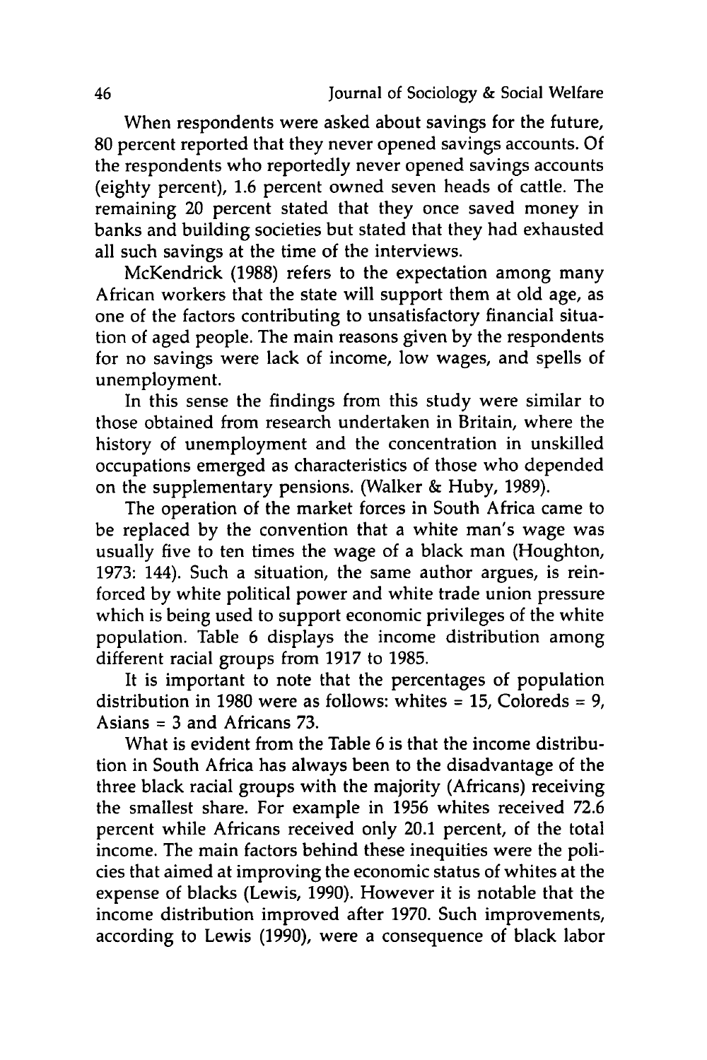When respondents were asked about savings for the future, 80 percent reported that they never opened savings accounts. Of the respondents who reportedly never opened savings accounts (eighty percent), 1.6 percent owned seven heads of cattle. The remaining 20 percent stated that they once saved money in banks and building societies but stated that they had exhausted all such savings at the time of the interviews.

McKendrick (1988) refers to the expectation among many African workers that the state will support them at old age, as one of the factors contributing to unsatisfactory financial situation of aged people. The main reasons given by the respondents for no savings were lack of income, low wages, and spells of unemployment.

In this sense the findings from this study were similar to those obtained from research undertaken in Britain, where the history of unemployment and the concentration in unskilled occupations emerged as characteristics of those who depended on the supplementary pensions. (Walker & Huby, 1989).

The operation of the market forces in South Africa came to be replaced by the convention that a white man's wage was usually five to ten times the wage of a black man (Houghton, 1973: 144). Such a situation, the same author argues, is reinforced by white political power and white trade union pressure which is being used to support economic privileges of the white population. Table 6 displays the income distribution among different racial groups from 1917 to 1985.

It is important to note that the percentages of population distribution in 1980 were as follows: whites = 15, Coloreds = 9, Asians = 3 and Africans 73.

What is evident from the Table 6 is that the income distribution in South Africa has always been to the disadvantage of the three black racial groups with the majority (Africans) receiving the smallest share. For example in 1956 whites received 72.6 percent while Africans received only 20.1 percent, of the total income. The main factors behind these inequities were the policies that aimed at improving the economic status of whites at the expense of blacks (Lewis, 1990). However it is notable that the income distribution improved after 1970. Such improvements, according to Lewis (1990), were a consequence of black labor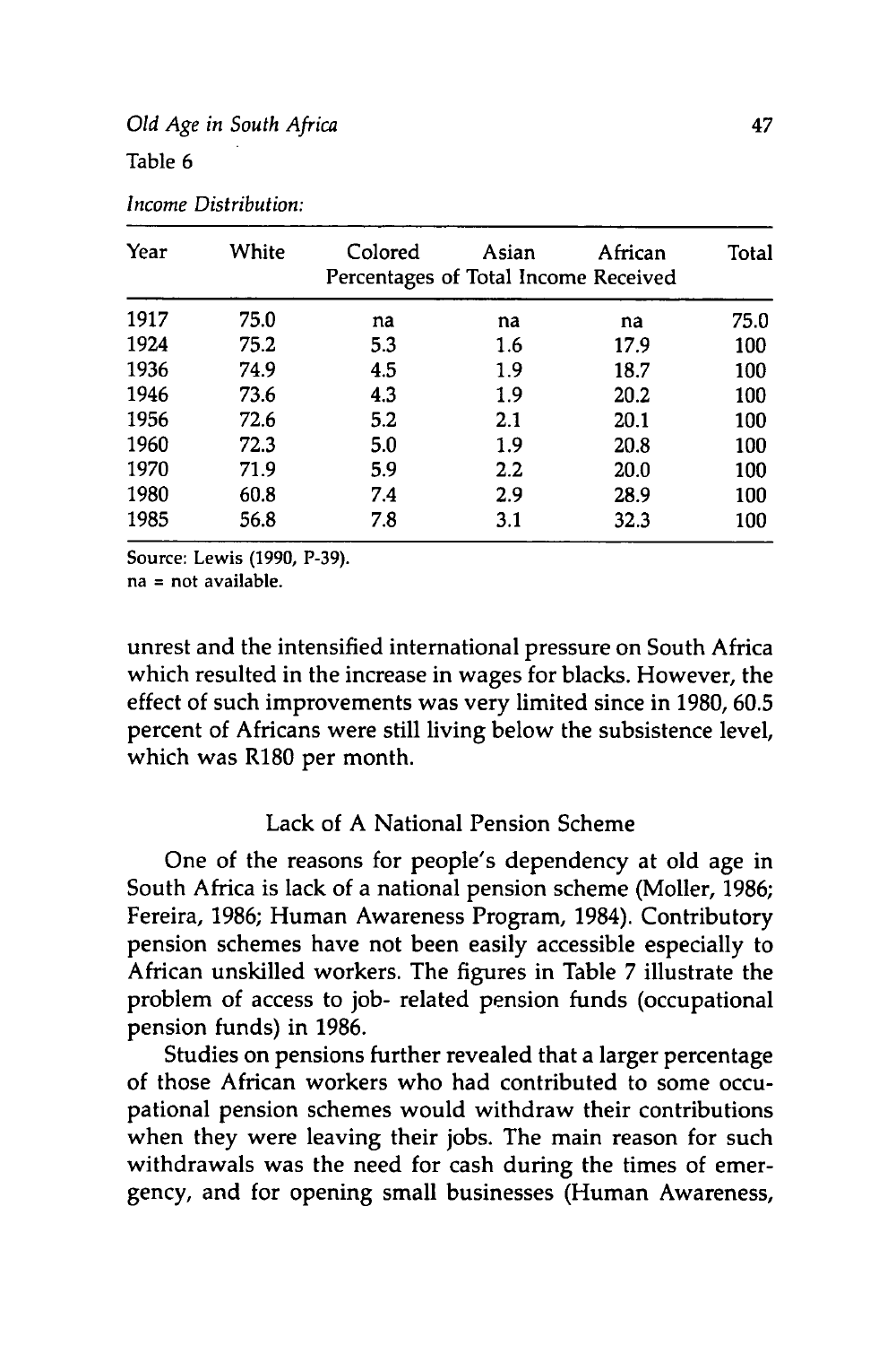Table 6

*Income Distribution:*

| Year | White | Colored | Asian | African | Total |
|---|---|---|---|---|---|
| | | Percentages of Total Income Received | | | |
| 1917 | 75.0 | na | na | na | 75.0 |
| 1924 | 75.2 | 5.3 | 1.6 | 17.9 | 100 |
| 1936 | 74.9 | 4.5 | 1.9 | 18.7 | 100 |
| 1946 | 73.6 | 4.3 | 1.9 | 20.2 | 100 |
| 1956 | 72.6 | 5.2 | 2.1 | 20.1 | 100 |
| 1960 | 72.3 | 5.0 | 1.9 | 20.8 | 100 |
| 1970 | 71.9 | 5.9 | 2.2 | 20.0 | 100 |
| 1980 | 60.8 | 7.4 | 2.9 | 28.9 | 100 |
| 1985 | 56.8 | 7.8 | 3.1 | 32.3 | 100 |

Source: Lewis (1990, P-39).
na = not available.

unrest and the intensified international pressure on South Africa which resulted in the increase in wages for blacks. However, the effect of such improvements was very limited since in 1980, 60.5 percent of Africans were still living below the subsistence level, which was R180 per month.

## Lack of A National Pension Scheme

One of the reasons for people's dependency at old age in South Africa is lack of a national pension scheme (Moller, 1986; Fereira, 1986; Human Awareness Program, 1984). Contributory pension schemes have not been easily accessible especially to African unskilled workers. The figures in Table 7 illustrate the problem of access to job- related pension funds (occupational pension funds) in 1986.

Studies on pensions further revealed that a larger percentage of those African workers who had contributed to some occupational pension schemes would withdraw their contributions when they were leaving their jobs. The main reason for such withdrawals was the need for cash during the times of emergency, and for opening small businesses (Human Awareness,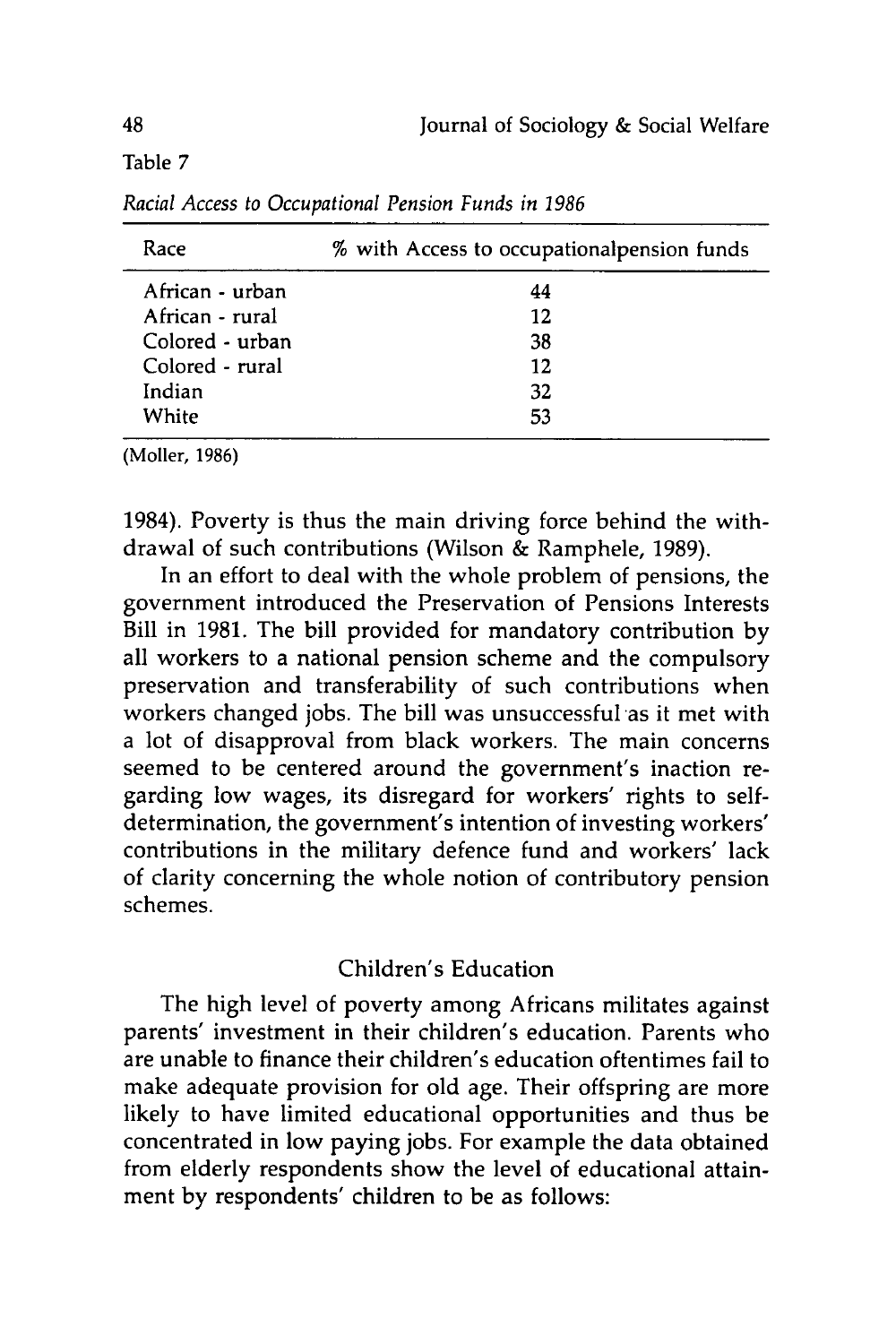Table 7

*Racial Access to Occupational Pension Funds in 1986*

| Race | % with Access to occupationalpension funds |
|---|---|
| African - urban | 44 |
| African - rural | 12 |
| Colored - urban | 38 |
| Colored - rural | 12 |
| Indian | 32 |
| White | 53 |

(Moller, 1986)

1984). Poverty is thus the main driving force behind the withdrawal of such contributions (Wilson & Ramphele, 1989).

In an effort to deal with the whole problem of pensions, the government introduced the Preservation of Pensions Interests Bill in 1981. The bill provided for mandatory contribution by all workers to a national pension scheme and the compulsory preservation and transferability of such contributions when workers changed jobs. The bill was unsuccessful as it met with a lot of disapproval from black workers. The main concerns seemed to be centered around the government's inaction regarding low wages, its disregard for workers' rights to self-determination, the government's intention of investing workers' contributions in the military defence fund and workers' lack of clarity concerning the whole notion of contributory pension schemes.

## Children's Education

The high level of poverty among Africans militates against parents' investment in their children's education. Parents who are unable to finance their children's education oftentimes fail to make adequate provision for old age. Their offspring are more likely to have limited educational opportunities and thus be concentrated in low paying jobs. For example the data obtained from elderly respondents show the level of educational attainment by respondents' children to be as follows: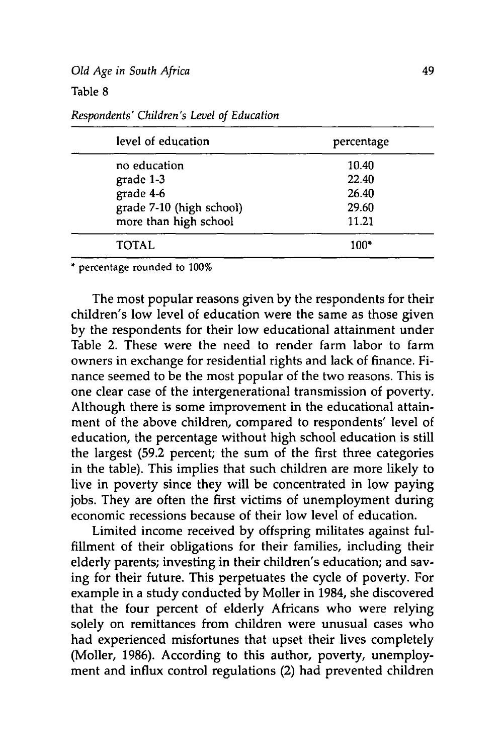Table 8

*Respondents' Children's Level of Education*

| level of education | percentage |
|---|---|
| no education | 10.40 |
| grade 1-3 | 22.40 |
| grade 4-6 | 26.40 |
| grade 7-10 (high school) | 29.60 |
| more than high school | 11.21 |
| TOTAL | 100* |

* percentage rounded to 100%

The most popular reasons given by the respondents for their children's low level of education were the same as those given by the respondents for their low educational attainment under Table 2. These were the need to render farm labor to farm owners in exchange for residential rights and lack of finance. Finance seemed to be the most popular of the two reasons. This is one clear case of the intergenerational transmission of poverty. Although there is some improvement in the educational attainment of the above children, compared to respondents' level of education, the percentage without high school education is still the largest (59.2 percent; the sum of the first three categories in the table). This implies that such children are more likely to live in poverty since they will be concentrated in low paying jobs. They are often the first victims of unemployment during economic recessions because of their low level of education.

Limited income received by offspring militates against fulfillment of their obligations for their families, including their elderly parents; investing in their children's education; and saving for their future. This perpetuates the cycle of poverty. For example in a study conducted by Moller in 1984, she discovered that the four percent of elderly Africans who were relying solely on remittances from children were unusual cases who had experienced misfortunes that upset their lives completely (Moller, 1986). According to this author, poverty, unemployment and influx control regulations (2) had prevented children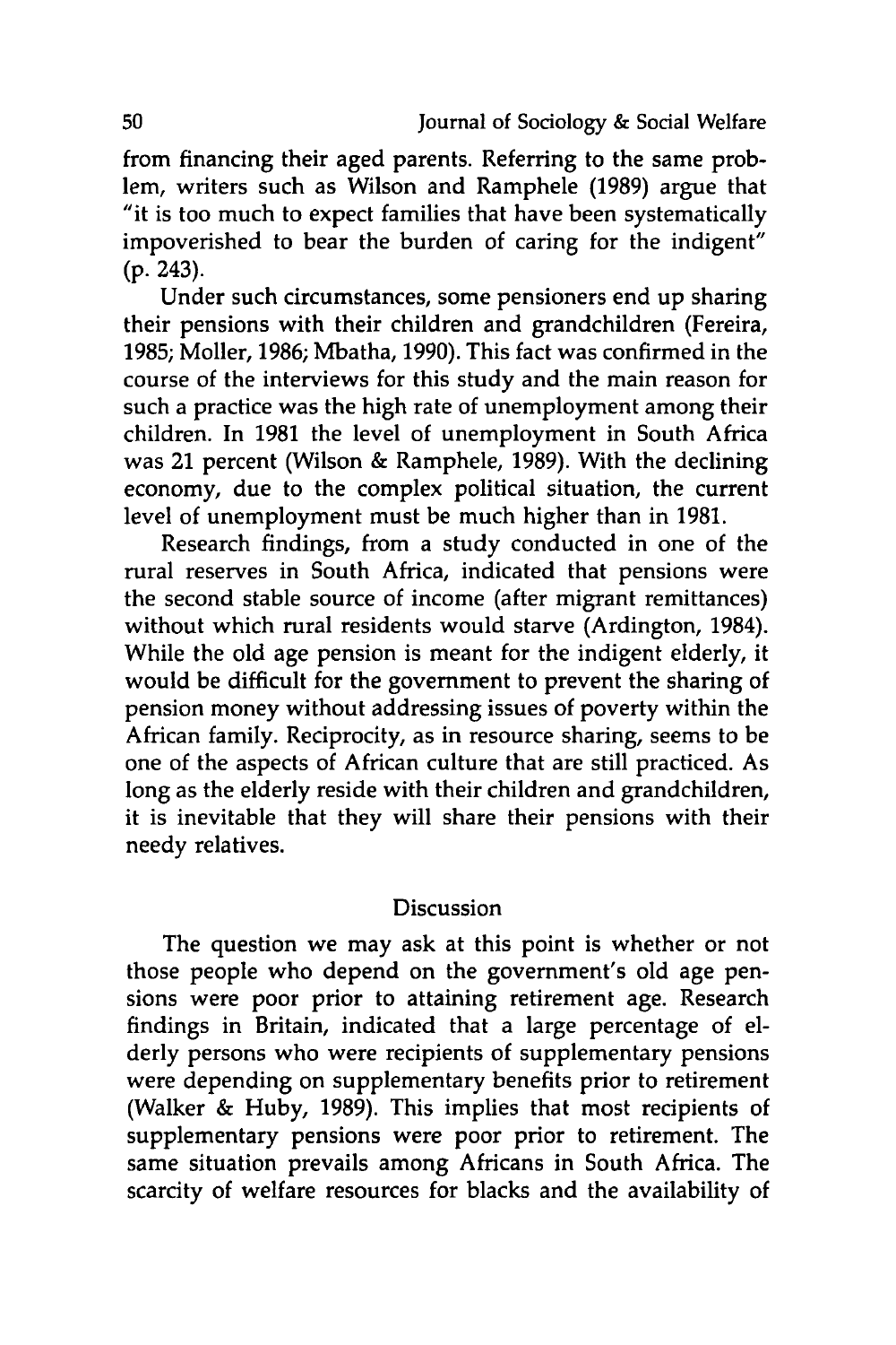from financing their aged parents. Referring to the same problem, writers such as Wilson and Ramphele (1989) argue that "it is too much to expect families that have been systematically impoverished to bear the burden of caring for the indigent" (p. 243).

Under such circumstances, some pensioners end up sharing their pensions with their children and grandchildren (Fereira, 1985; Moller, 1986; Mbatha, 1990). This fact was confirmed in the course of the interviews for this study and the main reason for such a practice was the high rate of unemployment among their children. In 1981 the level of unemployment in South Africa was 21 percent (Wilson & Ramphele, 1989). With the declining economy, due to the complex political situation, the current level of unemployment must be much higher than in 1981.

Research findings, from a study conducted in one of the rural reserves in South Africa, indicated that pensions were the second stable source of income (after migrant remittances) without which rural residents would starve (Ardington, 1984). While the old age pension is meant for the indigent elderly, it would be difficult for the government to prevent the sharing of pension money without addressing issues of poverty within the African family. Reciprocity, as in resource sharing, seems to be one of the aspects of African culture that are still practiced. As long as the elderly reside with their children and grandchildren, it is inevitable that they will share their pensions with their needy relatives.

## Discussion

The question we may ask at this point is whether or not those people who depend on the government's old age pensions were poor prior to attaining retirement age. Research findings in Britain, indicated that a large percentage of elderly persons who were recipients of supplementary pensions were depending on supplementary benefits prior to retirement (Walker & Huby, 1989). This implies that most recipients of supplementary pensions were poor prior to retirement. The same situation prevails among Africans in South Africa. The scarcity of welfare resources for blacks and the availability of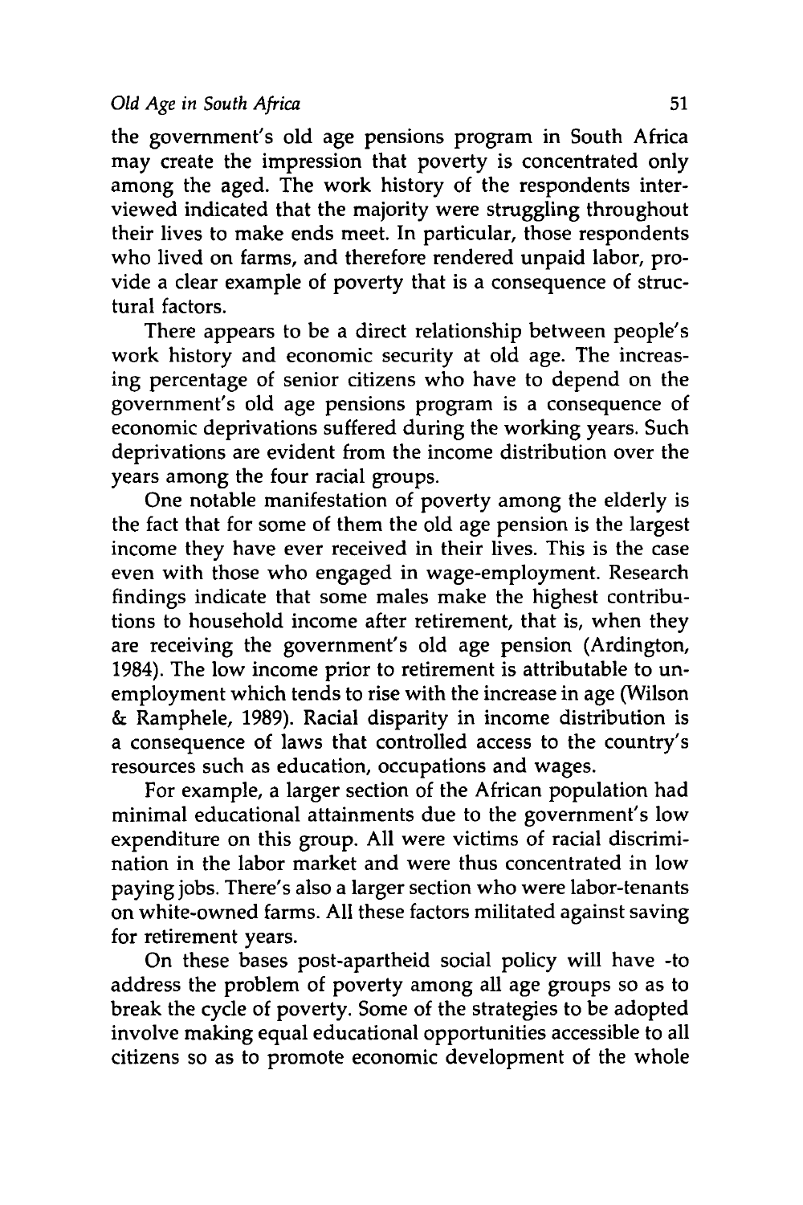the government's old age pensions program in South Africa may create the impression that poverty is concentrated only among the aged. The work history of the respondents interviewed indicated that the majority were struggling throughout their lives to make ends meet. In particular, those respondents who lived on farms, and therefore rendered unpaid labor, provide a clear example of poverty that is a consequence of structural factors.

There appears to be a direct relationship between people's work history and economic security at old age. The increasing percentage of senior citizens who have to depend on the government's old age pensions program is a consequence of economic deprivations suffered during the working years. Such deprivations are evident from the income distribution over the years among the four racial groups.

One notable manifestation of poverty among the elderly is the fact that for some of them the old age pension is the largest income they have ever received in their lives. This is the case even with those who engaged in wage-employment. Research findings indicate that some males make the highest contributions to household income after retirement, that is, when they are receiving the government's old age pension (Ardington, 1984). The low income prior to retirement is attributable to unemployment which tends to rise with the increase in age (Wilson & Ramphele, 1989). Racial disparity in income distribution is a consequence of laws that controlled access to the country's resources such as education, occupations and wages.

For example, a larger section of the African population had minimal educational attainments due to the government's low expenditure on this group. All were victims of racial discrimination in the labor market and were thus concentrated in low paying jobs. There's also a larger section who were labor-tenants on white-owned farms. All these factors militated against saving for retirement years.

On these bases post-apartheid social policy will have -to address the problem of poverty among all age groups so as to break the cycle of poverty. Some of the strategies to be adopted involve making equal educational opportunities accessible to all citizens so as to promote economic development of the whole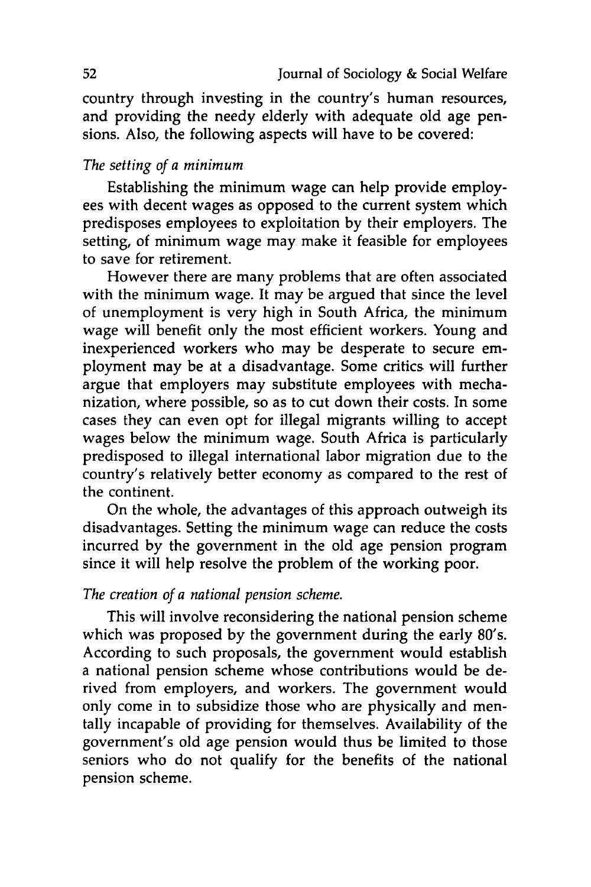country through investing in the country's human resources, and providing the needy elderly with adequate old age pensions. Also, the following aspects will have to be covered:

*The setting of a minimum*

Establishing the minimum wage can help provide employees with decent wages as opposed to the current system which predisposes employees to exploitation by their employers. The setting, of minimum wage may make it feasible for employees to save for retirement.

However there are many problems that are often associated with the minimum wage. It may be argued that since the level of unemployment is very high in South Africa, the minimum wage will benefit only the most efficient workers. Young and inexperienced workers who may be desperate to secure employment may be at a disadvantage. Some critics will further argue that employers may substitute employees with mechanization, where possible, so as to cut down their costs. In some cases they can even opt for illegal migrants willing to accept wages below the minimum wage. South Africa is particularly predisposed to illegal international labor migration due to the country's relatively better economy as compared to the rest of the continent.

On the whole, the advantages of this approach outweigh its disadvantages. Setting the minimum wage can reduce the costs incurred by the government in the old age pension program since it will help resolve the problem of the working poor.

*The creation of a national pension scheme.*

This will involve reconsidering the national pension scheme which was proposed by the government during the early 80's. According to such proposals, the government would establish a national pension scheme whose contributions would be derived from employers, and workers. The government would only come in to subsidize those who are physically and mentally incapable of providing for themselves. Availability of the government's old age pension would thus be limited to those seniors who do not qualify for the benefits of the national pension scheme.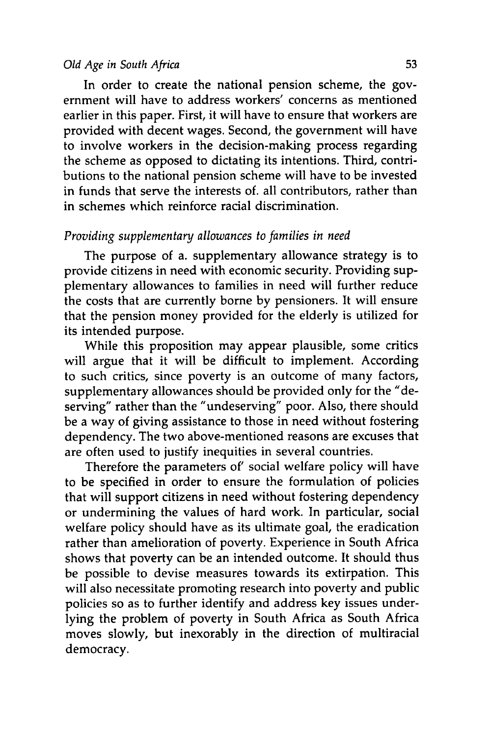In order to create the national pension scheme, the government will have to address workers' concerns as mentioned earlier in this paper. First, it will have to ensure that workers are provided with decent wages. Second, the government will have to involve workers in the decision-making process regarding the scheme as opposed to dictating its intentions. Third, contributions to the national pension scheme will have to be invested in funds that serve the interests of. all contributors, rather than in schemes which reinforce racial discrimination.

*Providing supplementary allowances to families in need*

The purpose of a. supplementary allowance strategy is to provide citizens in need with economic security. Providing supplementary allowances to families in need will further reduce the costs that are currently borne by pensioners. It will ensure that the pension money provided for the elderly is utilized for its intended purpose.

While this proposition may appear plausible, some critics will argue that it will be difficult to implement. According to such critics, since poverty is an outcome of many factors, supplementary allowances should be provided only for the "deserving" rather than the "undeserving" poor. Also, there should be a way of giving assistance to those in need without fostering dependency. The two above-mentioned reasons are excuses that are often used to justify inequities in several countries.

Therefore the parameters of' social welfare policy will have to be specified in order to ensure the formulation of policies that will support citizens in need without fostering dependency or undermining the values of hard work. In particular, social welfare policy should have as its ultimate goal, the eradication rather than amelioration of poverty. Experience in South Africa shows that poverty can be an intended outcome. It should thus be possible to devise measures towards its extirpation. This will also necessitate promoting research into poverty and public policies so as to further identify and address key issues underlying the problem of poverty in South Africa as South Africa moves slowly, but inexorably in the direction of multiracial democracy.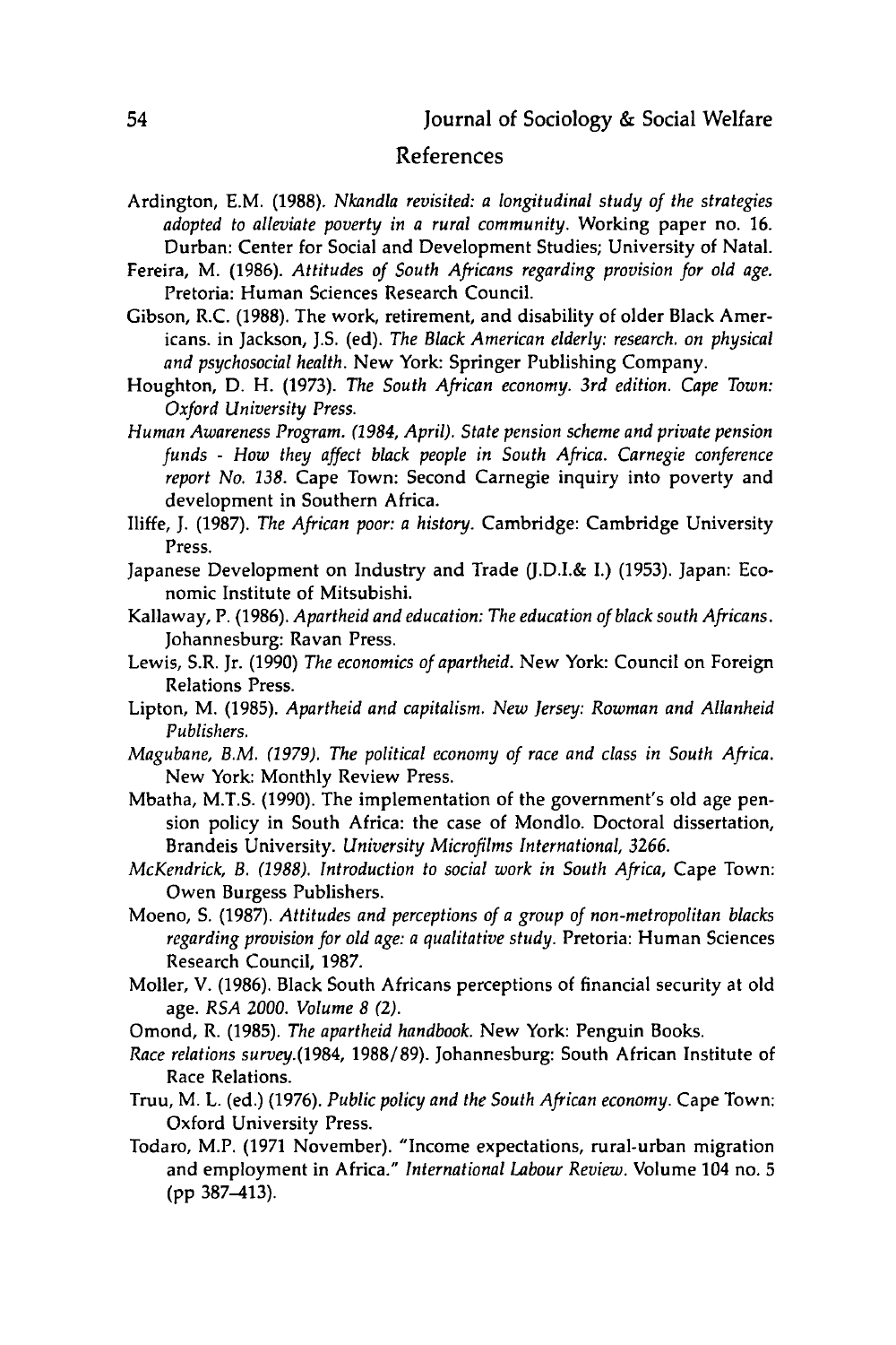## References

Ardington, E.M. (1988). *Nkandla revisited: a longitudinal study of the strategies adopted to alleviate poverty in a rural community*. Working paper no. 16. Durban: Center for Social and Development Studies; University of Natal.

Fereira, M. (1986). *Attitudes of South Africans regarding provision for old age.* Pretoria: Human Sciences Research Council.

Gibson, R.C. (1988). The work, retirement, and disability of older Black Americans. in Jackson, J.S. (ed). *The Black American elderly: research. on physical and psychosocial health.* New York: Springer Publishing Company.

Houghton, D. H. (1973). *The South African economy. 3rd edition. Cape Town: Oxford University Press.*

*Human Awareness Program. (1984, April). State pension scheme and private pension funds - How they affect black people in South Africa. Carnegie conference report No. 138.* Cape Town: Second Carnegie inquiry into poverty and development in Southern Africa.

Iliffe, J. (1987). *The African poor: a history.* Cambridge: Cambridge University Press.

Japanese Development on Industry and Trade (J.D.I.& I.) (1953). Japan: Economic Institute of Mitsubishi.

Kallaway, P. (1986). *Apartheid and education: The education of black south Africans.* Johannesburg: Ravan Press.

Lewis, S.R. Jr. (1990) *The economics of apartheid.* New York: Council on Foreign Relations Press.

Lipton, M. (1985). *Apartheid and capitalism. New Jersey: Rowman and Allanheid Publishers.*

*Magubane, B.M. (1979). The political economy of race and class in South Africa.* New York: Monthly Review Press.

Mbatha, M.T.S. (1990). The implementation of the government's old age pension policy in South Africa: the case of Mondlo. Doctoral dissertation, Brandeis University. *University Microfilms International, 3266.*

*McKendrick, B. (1988). Introduction to social work in South Africa,* Cape Town: Owen Burgess Publishers.

Moeno, S. (1987). *Attitudes and perceptions of a group of non-metropolitan blacks regarding provision for old age: a qualitative study.* Pretoria: Human Sciences Research Council, 1987.

Moller, V. (1986). Black South Africans perceptions of financial security at old age. *RSA 2000. Volume 8 (2).*

Omond, R. (1985). *The apartheid handbook.* New York: Penguin Books.

*Race relations survey.*(1984, 1988/89). Johannesburg: South African Institute of Race Relations.

Truu, M. L. (ed.) (1976). *Public policy and the South African economy.* Cape Town: Oxford University Press.

Todaro, M.P. (1971 November). "Income expectations, rural-urban migration and employment in Africa." *International Labour Review.* Volume 104 no. 5 (pp 387–413).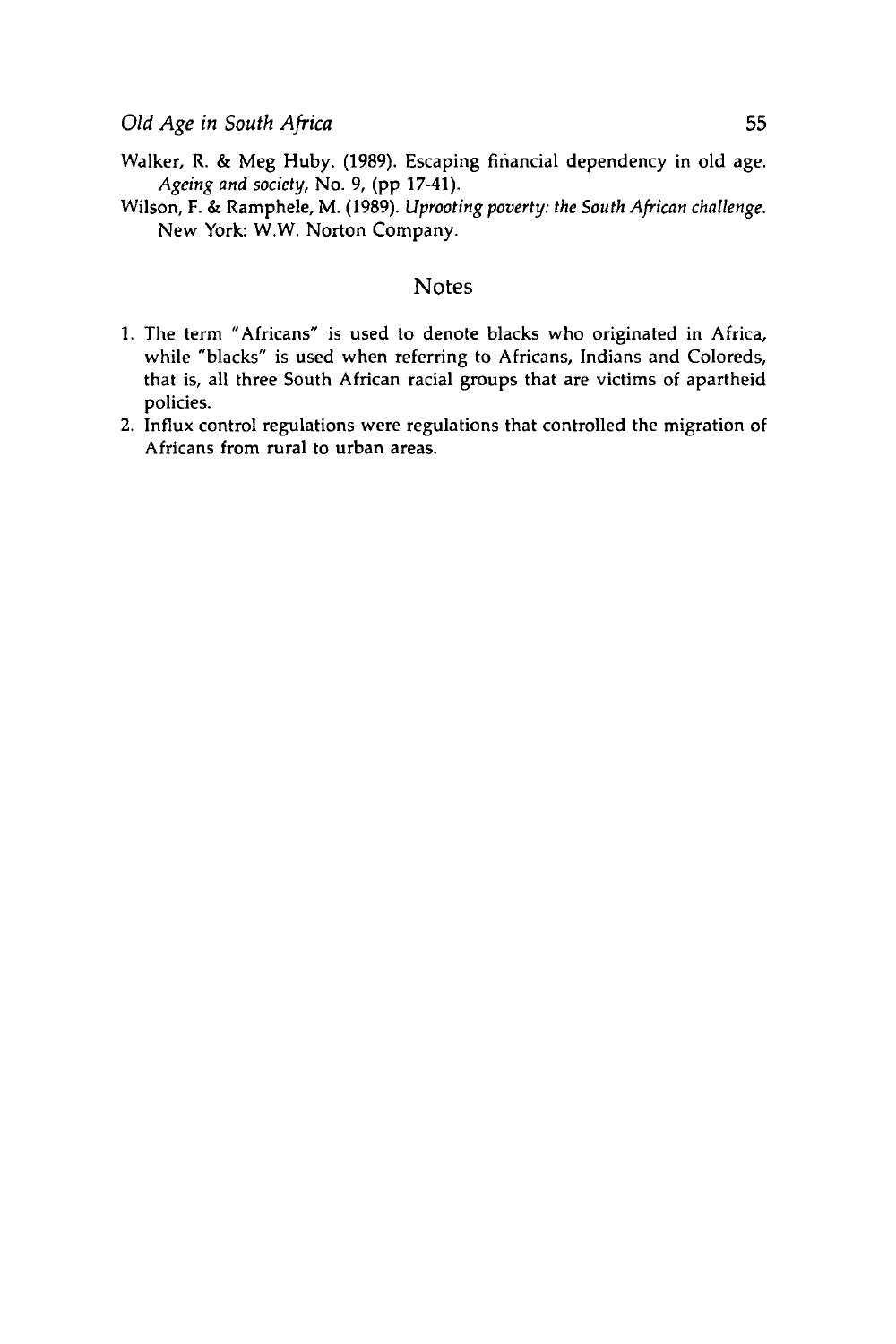Walker, R. & Meg Huby. (1989). Escaping financial dependency in old age. *Ageing and society*, No. 9, (pp 17-41).

Wilson, F. & Ramphele, M. (1989). *Uprooting poverty: the South African challenge.* New York: W.W. Norton Company.

## Notes

1. The term "Africans" is used to denote blacks who originated in Africa, while "blacks" is used when referring to Africans, Indians and Coloreds, that is, all three South African racial groups that are victims of apartheid policies.
2. Influx control regulations were regulations that controlled the migration of Africans from rural to urban areas.